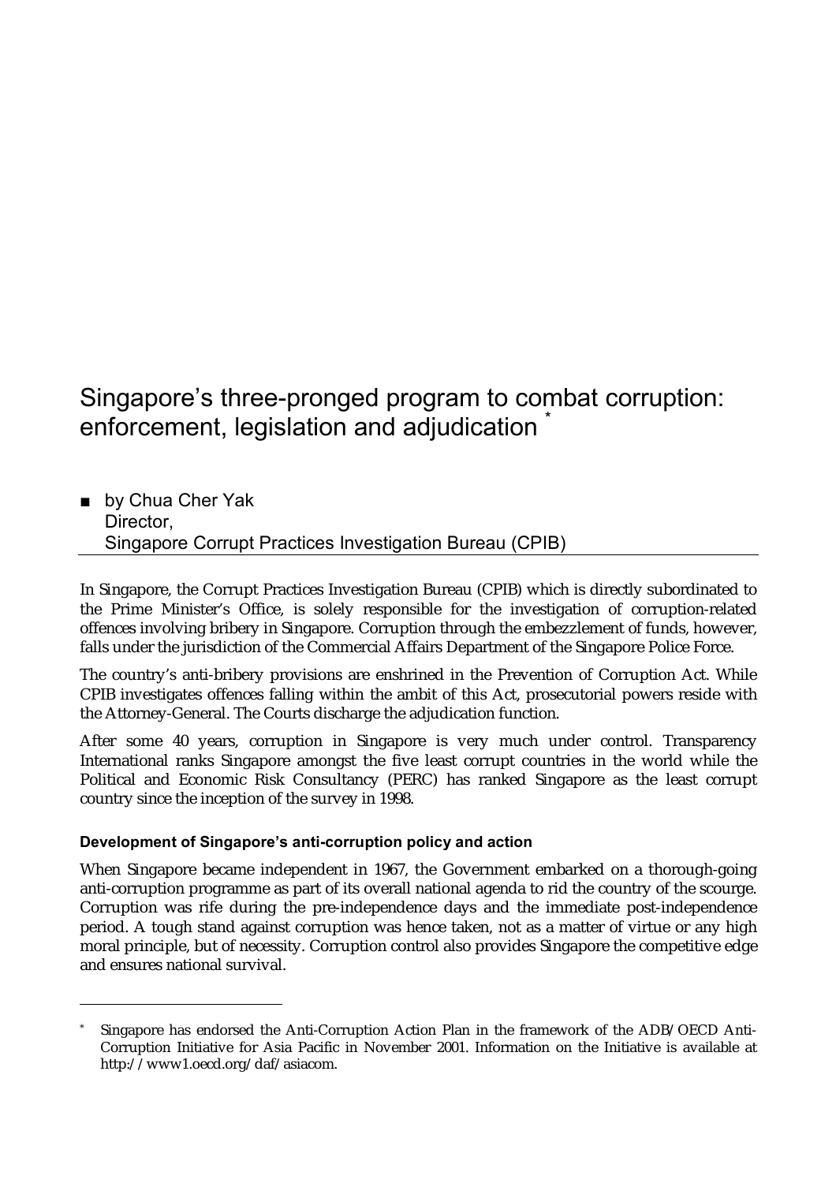# Singapore's three-pronged program to combat corruption: enforcement, legislation and adjudication [*]

■ by Chua Cher Yak
Director,
Singapore Corrupt Practices Investigation Bureau (CPIB)

In Singapore, the Corrupt Practices Investigation Bureau (CPIB) which is directly subordinated to the Prime Minister's Office, is solely responsible for the investigation of corruption-related offences involving bribery in Singapore. Corruption through the embezzlement of funds, however, falls under the jurisdiction of the Commercial Affairs Department of the Singapore Police Force.

The country's anti-bribery provisions are enshrined in the Prevention of Corruption Act. While CPIB investigates offences falling within the ambit of this Act, prosecutorial powers reside with the Attorney-General. The Courts discharge the adjudication function.

After some 40 years, corruption in Singapore is very much under control. Transparency International ranks Singapore amongst the five least corrupt countries in the world while the Political and Economic Risk Consultancy (PERC) has ranked Singapore as the least corrupt country since the inception of the survey in 1998.

### Development of Singapore's anti-corruption policy and action

When Singapore became independent in 1967, the Government embarked on a thorough-going anti-corruption programme as part of its overall national agenda to rid the country of the scourge. Corruption was rife during the pre-independence days and the immediate post-independence period. A tough stand against corruption was hence taken, not as a matter of virtue or any high moral principle, but of necessity. Corruption control also provides Singapore the competitive edge and ensures national survival.

---

[*] Singapore has endorsed the Anti-Corruption Action Plan in the framework of the ADB/OECD Anti-Corruption Initiative for Asia Pacific in November 2001. Information on the Initiative is available at http://www1.oecd.org/daf/asiacom.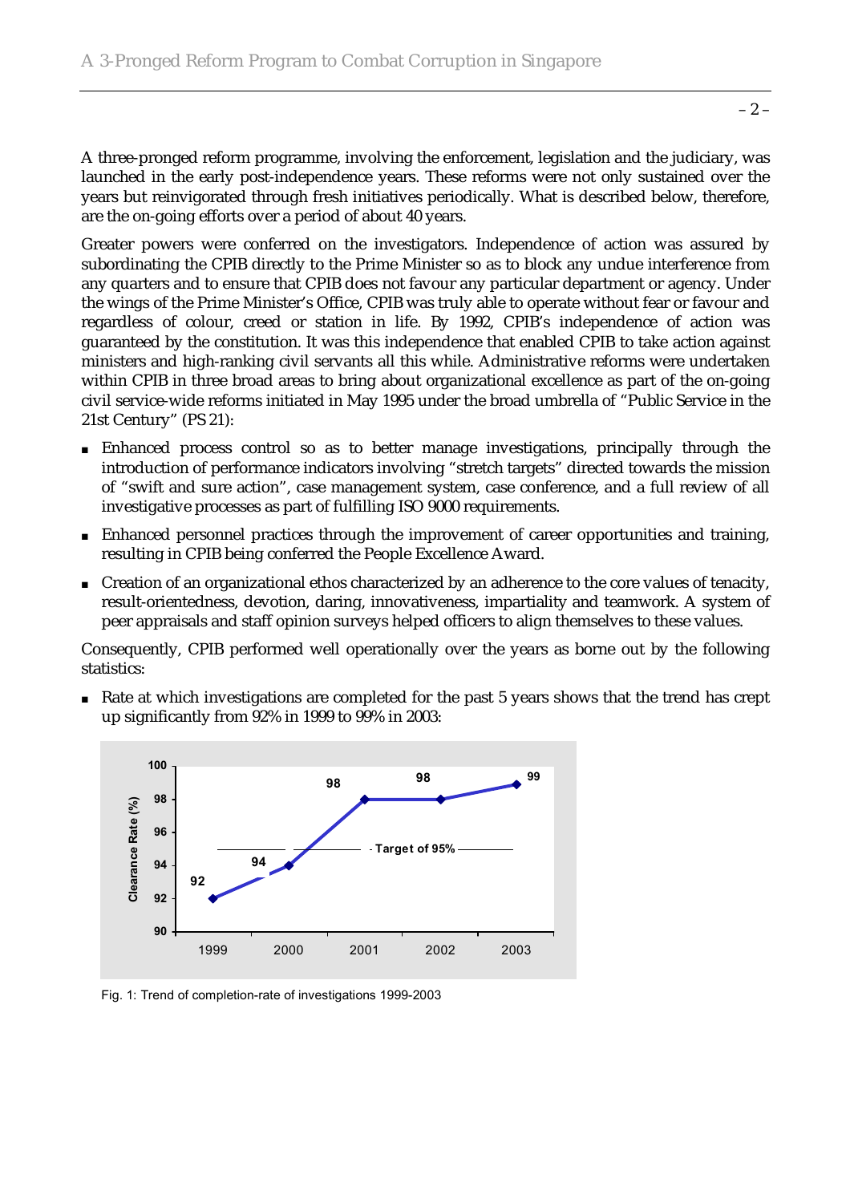A three-pronged reform programme, involving the enforcement, legislation and the judiciary, was launched in the early post-independence years. These reforms were not only sustained over the years but reinvigorated through fresh initiatives periodically. What is described below, therefore, are the on-going efforts over a period of about 40 years.

Greater powers were conferred on the investigators. Independence of action was assured by subordinating the CPIB directly to the Prime Minister so as to block any undue interference from any quarters and to ensure that CPIB does not favour any particular department or agency. Under the wings of the Prime Minister's Office, CPIB was truly able to operate without fear or favour and regardless of colour, creed or station in life. By 1992, CPIB's independence of action was guaranteed by the constitution. It was this independence that enabled CPIB to take action against ministers and high-ranking civil servants all this while. Administrative reforms were undertaken within CPIB in three broad areas to bring about organizational excellence as part of the on-going civil service-wide reforms initiated in May 1995 under the broad umbrella of "Public Service in the 21st Century" (PS 21):

- Enhanced process control so as to better manage investigations, principally through the introduction of performance indicators involving "stretch targets" directed towards the mission of "swift and sure action", case management system, case conference, and a full review of all investigative processes as part of fulfilling ISO 9000 requirements.
- Enhanced personnel practices through the improvement of career opportunities and training, resulting in CPIB being conferred the People Excellence Award.
- Creation of an organizational ethos characterized by an adherence to the core values of tenacity, result-orientedness, devotion, daring, innovativeness, impartiality and teamwork. A system of peer appraisals and staff opinion surveys helped officers to align themselves to these values.

Consequently, CPIB performed well operationally over the years as borne out by the following statistics:

- Rate at which investigations are completed for the past 5 years shows that the trend has crept up significantly from 92% in 1999 to 99% in 2003:

| Year | Clearance Rate (%) |
|---|---|
| 1999 | 92 |
| 2000 | 94 |
| 2001 | 98 |
| 2002 | 98 |
| 2003 | 99 |

Target of 95%

Fig. 1: Trend of completion-rate of investigations 1999-2003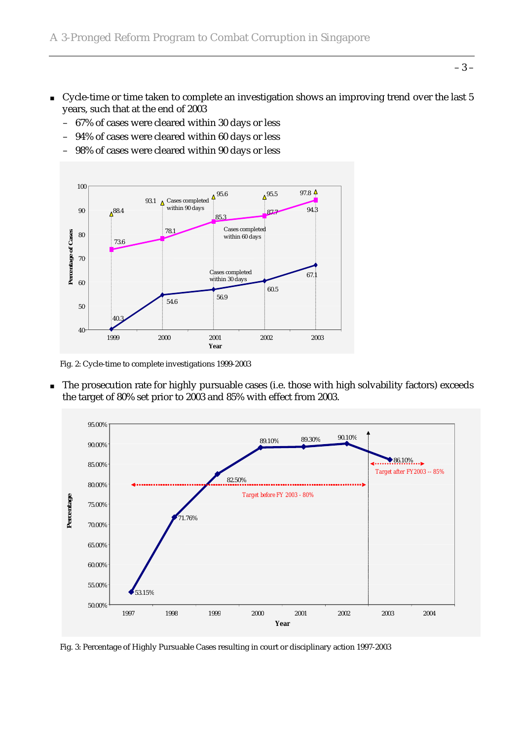- Cycle-time or time taken to complete an investigation shows an improving trend over the last 5 years, such that at the end of 2003
  - 67% of cases were cleared within 30 days or less
  - 94% of cases were cleared within 60 days or less
  - 98% of cases were cleared within 90 days or less

Fig. 2: Cycle-time to complete investigations 1999-2003

- The prosecution rate for highly pursuable cases (i.e. those with high solvability factors) exceeds the target of 80% set prior to 2003 and 85% with effect from 2003.

Fig. 3: Percentage of Highly Pursuable Cases resulting in court or disciplinary action 1997-2003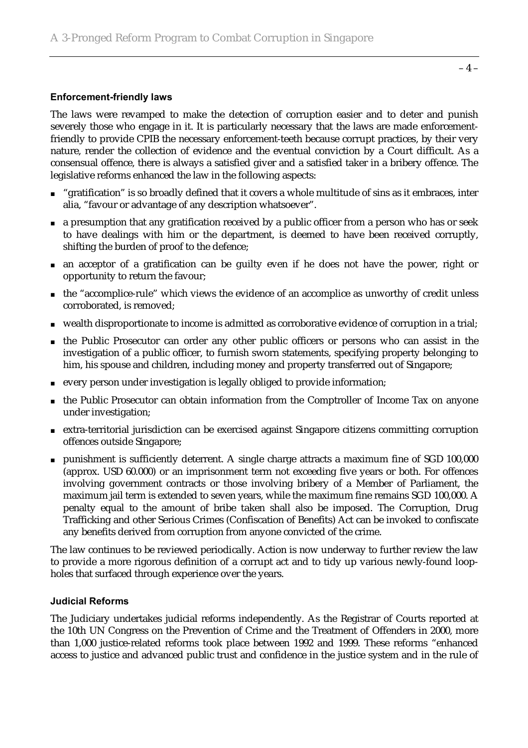### Enforcement-friendly laws

The laws were revamped to make the detection of corruption easier and to deter and punish severely those who engage in it. It is particularly necessary that the laws are made enforcement-friendly to provide CPIB the necessary enforcement-teeth because corrupt practices, by their very nature, render the collection of evidence and the eventual conviction by a Court difficult. As a consensual offence, there is always a satisfied giver and a satisfied taker in a bribery offence. The legislative reforms enhanced the law in the following aspects:

- "gratification" is so broadly defined that it covers a whole multitude of sins as it embraces, inter alia, "favour or advantage of any description whatsoever".
- a presumption that any gratification received by a public officer from a person who has or seek to have dealings with him or the department, is deemed to have been received corruptly, shifting the burden of proof to the defence;
- an acceptor of a gratification can be guilty even if he does not have the power, right or opportunity to return the favour;
- the "accomplice-rule" which views the evidence of an accomplice as unworthy of credit unless corroborated, is removed;
- wealth disproportionate to income is admitted as corroborative evidence of corruption in a trial;
- the Public Prosecutor can order any other public officers or persons who can assist in the investigation of a public officer, to furnish sworn statements, specifying property belonging to him, his spouse and children, including money and property transferred out of Singapore;
- every person under investigation is legally obliged to provide information;
- the Public Prosecutor can obtain information from the Comptroller of Income Tax on anyone under investigation;
- extra-territorial jurisdiction can be exercised against Singapore citizens committing corruption offences outside Singapore;
- punishment is sufficiently deterrent. A single charge attracts a maximum fine of SGD 100,000 (approx. USD 60.000) or an imprisonment term not exceeding five years or both. For offences involving government contracts or those involving bribery of a Member of Parliament, the maximum jail term is extended to seven years, while the maximum fine remains SGD 100,000. A penalty equal to the amount of bribe taken shall also be imposed. The Corruption, Drug Trafficking and other Serious Crimes (Confiscation of Benefits) Act can be invoked to confiscate any benefits derived from corruption from anyone convicted of the crime.

The law continues to be reviewed periodically. Action is now underway to further review the law to provide a more rigorous definition of a corrupt act and to tidy up various newly-found loop-holes that surfaced through experience over the years.

### Judicial Reforms

The Judiciary undertakes judicial reforms independently. As the Registrar of Courts reported at the 10th UN Congress on the Prevention of Crime and the Treatment of Offenders in 2000, more than 1,000 justice-related reforms took place between 1992 and 1999. These reforms "enhanced access to justice and advanced public trust and confidence in the justice system and in the rule of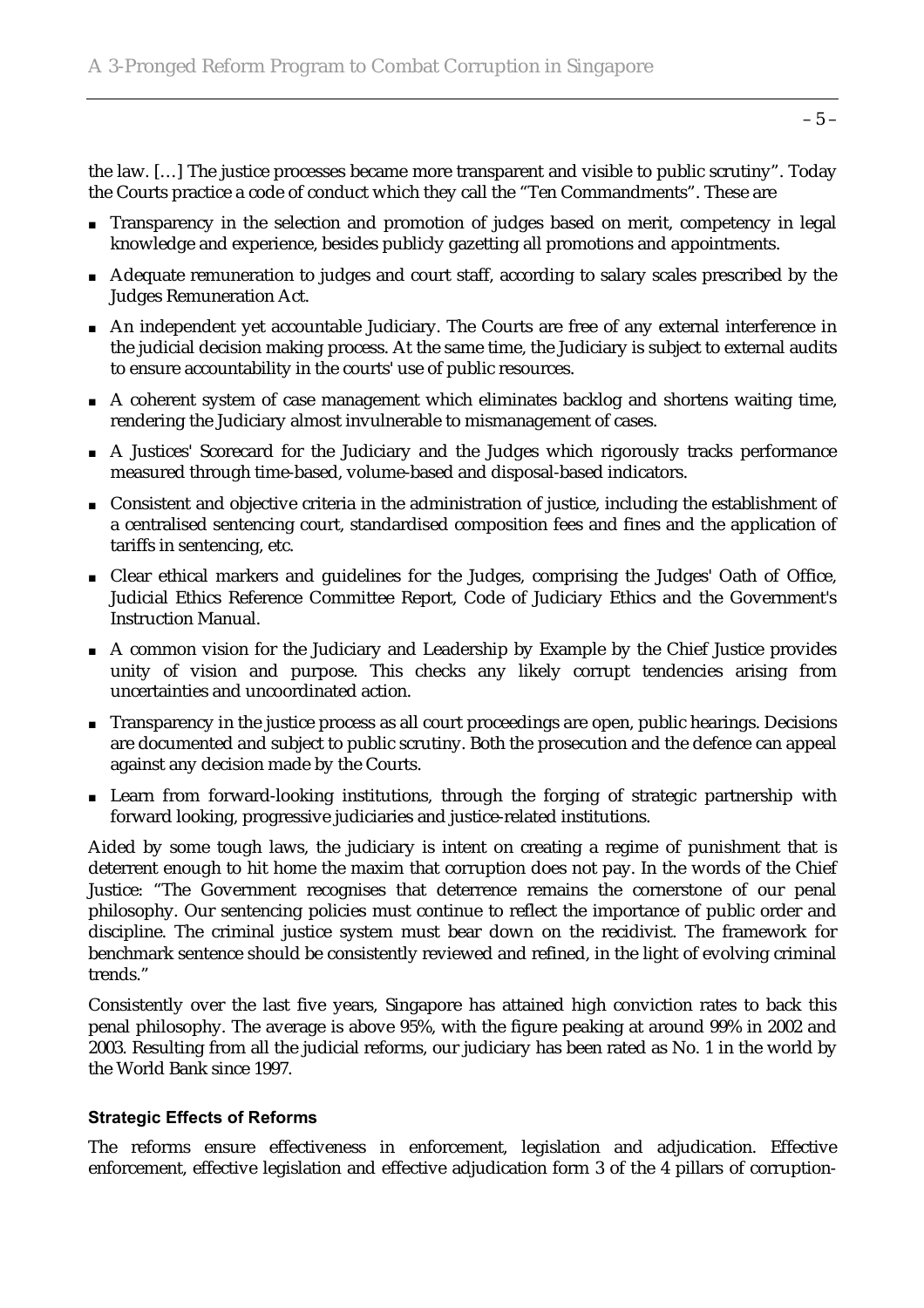the law. […] The justice processes became more transparent and visible to public scrutiny". Today the Courts practice a code of conduct which they call the "Ten Commandments". These are

- Transparency in the selection and promotion of judges based on merit, competency in legal knowledge and experience, besides publicly gazetting all promotions and appointments.
- Adequate remuneration to judges and court staff, according to salary scales prescribed by the Judges Remuneration Act.
- An independent yet accountable Judiciary. The Courts are free of any external interference in the judicial decision making process. At the same time, the Judiciary is subject to external audits to ensure accountability in the courts' use of public resources.
- A coherent system of case management which eliminates backlog and shortens waiting time, rendering the Judiciary almost invulnerable to mismanagement of cases.
- A Justices' Scorecard for the Judiciary and the Judges which rigorously tracks performance measured through time-based, volume-based and disposal-based indicators.
- Consistent and objective criteria in the administration of justice, including the establishment of a centralised sentencing court, standardised composition fees and fines and the application of tariffs in sentencing, etc.
- Clear ethical markers and guidelines for the Judges, comprising the Judges' Oath of Office, Judicial Ethics Reference Committee Report, Code of Judiciary Ethics and the Government's Instruction Manual.
- A common vision for the Judiciary and Leadership by Example by the Chief Justice provides unity of vision and purpose. This checks any likely corrupt tendencies arising from uncertainties and uncoordinated action.
- Transparency in the justice process as all court proceedings are open, public hearings. Decisions are documented and subject to public scrutiny. Both the prosecution and the defence can appeal against any decision made by the Courts.
- Learn from forward-looking institutions, through the forging of strategic partnership with forward looking, progressive judiciaries and justice-related institutions.

Aided by some tough laws, the judiciary is intent on creating a regime of punishment that is deterrent enough to hit home the maxim that corruption does not pay. In the words of the Chief Justice: "The Government recognises that deterrence remains the cornerstone of our penal philosophy. Our sentencing policies must continue to reflect the importance of public order and discipline. The criminal justice system must bear down on the recidivist. The framework for benchmark sentence should be consistently reviewed and refined, in the light of evolving criminal trends."

Consistently over the last five years, Singapore has attained high conviction rates to back this penal philosophy. The average is above 95%, with the figure peaking at around 99% in 2002 and 2003. Resulting from all the judicial reforms, our judiciary has been rated as No. 1 in the world by the World Bank since 1997.

#### Strategic Effects of Reforms

The reforms ensure effectiveness in enforcement, legislation and adjudication. Effective enforcement, effective legislation and effective adjudication form 3 of the 4 pillars of corruption-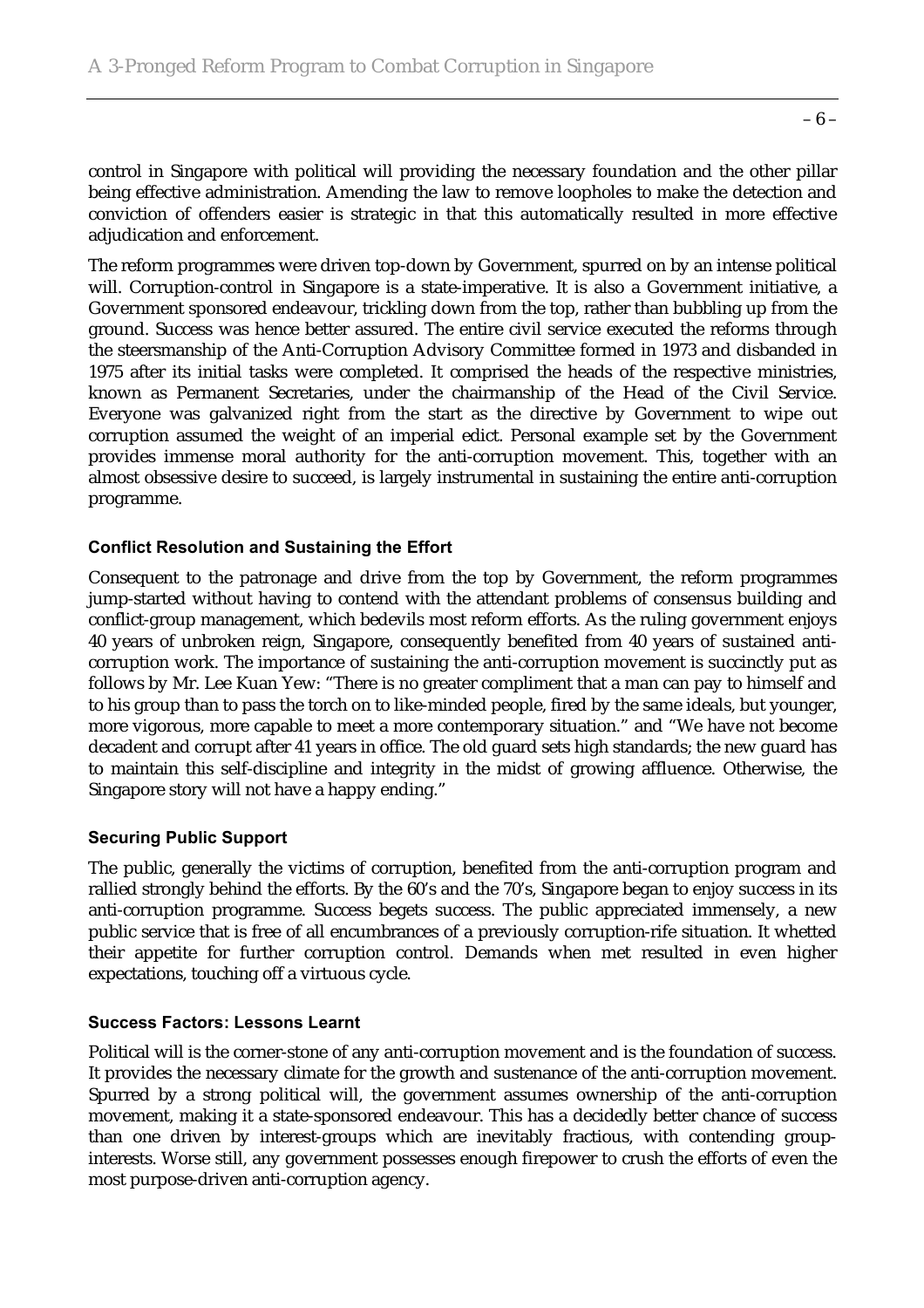control in Singapore with political will providing the necessary foundation and the other pillar being effective administration. Amending the law to remove loopholes to make the detection and conviction of offenders easier is strategic in that this automatically resulted in more effective adjudication and enforcement.

The reform programmes were driven top-down by Government, spurred on by an intense political will. Corruption-control in Singapore is a state-imperative. It is also a Government initiative, a Government sponsored endeavour, trickling down from the top, rather than bubbling up from the ground. Success was hence better assured. The entire civil service executed the reforms through the steersmanship of the Anti-Corruption Advisory Committee formed in 1973 and disbanded in 1975 after its initial tasks were completed. It comprised the heads of the respective ministries, known as Permanent Secretaries, under the chairmanship of the Head of the Civil Service. Everyone was galvanized right from the start as the directive by Government to wipe out corruption assumed the weight of an imperial edict. Personal example set by the Government provides immense moral authority for the anti-corruption movement. This, together with an almost obsessive desire to succeed, is largely instrumental in sustaining the entire anti-corruption programme.

### Conflict Resolution and Sustaining the Effort

Consequent to the patronage and drive from the top by Government, the reform programmes jump-started without having to contend with the attendant problems of consensus building and conflict-group management, which bedevils most reform efforts. As the ruling government enjoys 40 years of unbroken reign, Singapore, consequently benefited from 40 years of sustained anti-corruption work. The importance of sustaining the anti-corruption movement is succinctly put as follows by Mr. Lee Kuan Yew: "There is no greater compliment that a man can pay to himself and to his group than to pass the torch on to like-minded people, fired by the same ideals, but younger, more vigorous, more capable to meet a more contemporary situation." and "We have not become decadent and corrupt after 41 years in office. The old guard sets high standards; the new guard has to maintain this self-discipline and integrity in the midst of growing affluence. Otherwise, the Singapore story will not have a happy ending."

### Securing Public Support

The public, generally the victims of corruption, benefited from the anti-corruption program and rallied strongly behind the efforts. By the 60's and the 70's, Singapore began to enjoy success in its anti-corruption programme. Success begets success. The public appreciated immensely, a new public service that is free of all encumbrances of a previously corruption-rife situation. It whetted their appetite for further corruption control. Demands when met resulted in even higher expectations, touching off a virtuous cycle.

### Success Factors: Lessons Learnt

Political will is the corner-stone of any anti-corruption movement and is the foundation of success. It provides the necessary climate for the growth and sustenance of the anti-corruption movement. Spurred by a strong political will, the government assumes ownership of the anti-corruption movement, making it a state-sponsored endeavour. This has a decidedly better chance of success than one driven by interest-groups which are inevitably fractious, with contending group-interests. Worse still, any government possesses enough firepower to crush the efforts of even the most purpose-driven anti-corruption agency.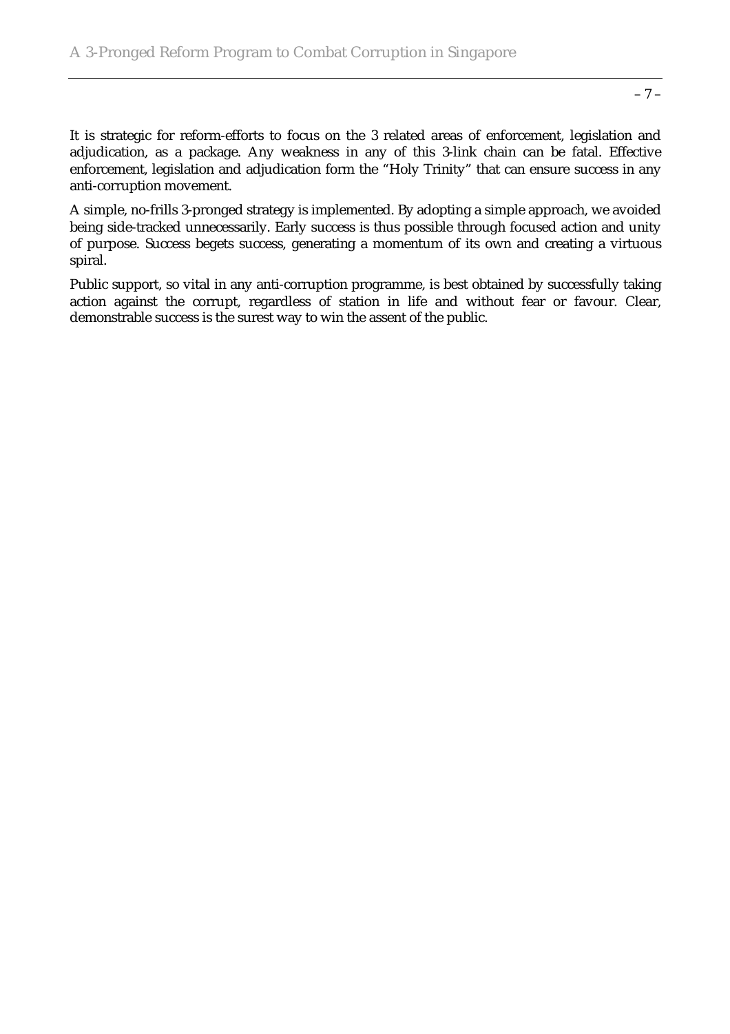It is strategic for reform-efforts to focus on the 3 related areas of enforcement, legislation and adjudication, as a package. Any weakness in any of this 3-link chain can be fatal. Effective enforcement, legislation and adjudication form the "Holy Trinity" that can ensure success in any anti-corruption movement.

A simple, no-frills 3-pronged strategy is implemented. By adopting a simple approach, we avoided being side-tracked unnecessarily. Early success is thus possible through focused action and unity of purpose. Success begets success, generating a momentum of its own and creating a virtuous spiral.

Public support, so vital in any anti-corruption programme, is best obtained by successfully taking action against the corrupt, regardless of station in life and without fear or favour. Clear, demonstrable success is the surest way to win the assent of the public.